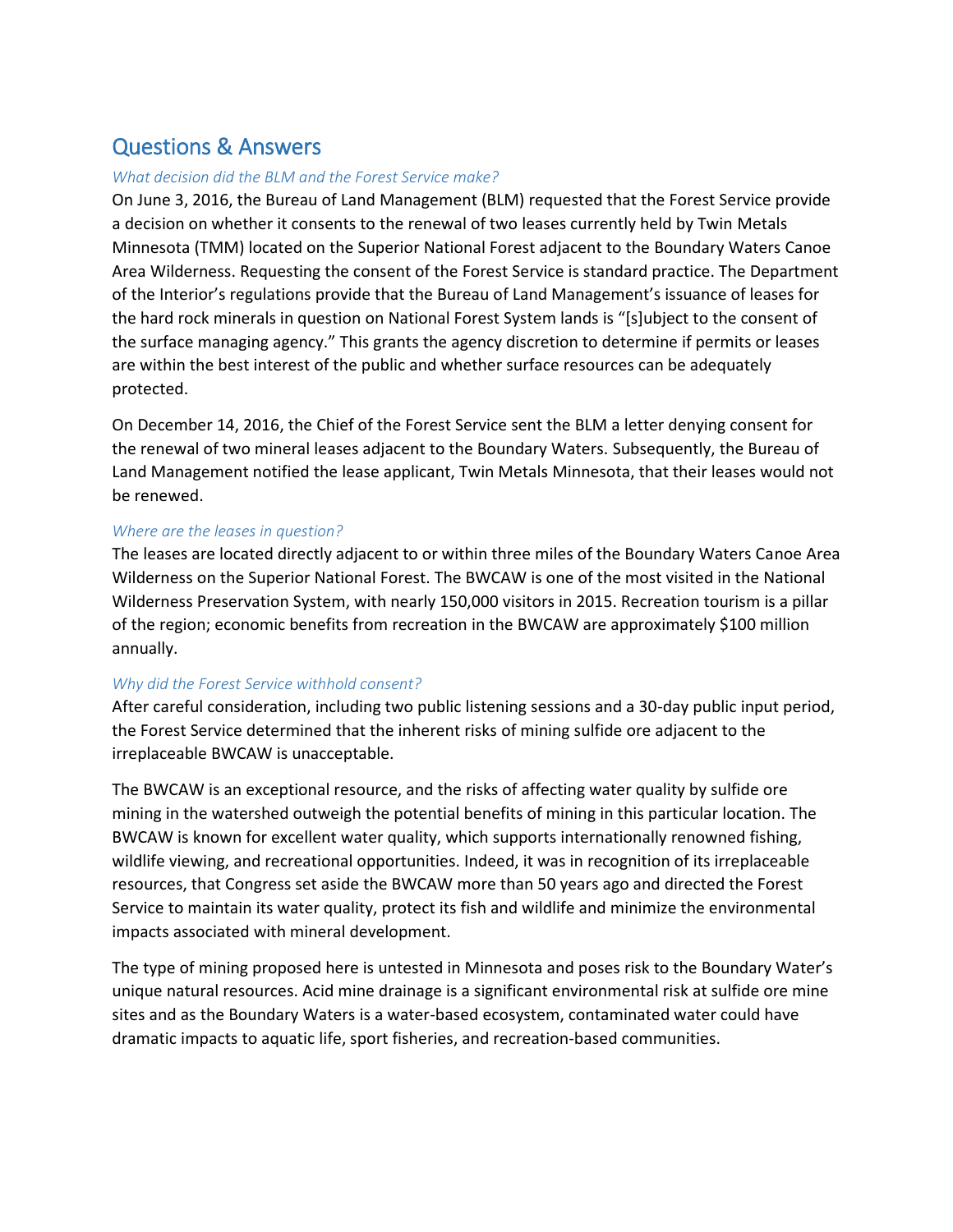## Questions & Answers

*What decision did the BLM and the Forest Service make?*

On June 3, 2016, the Bureau of Land Management (BLM) requested that the Forest Service provide a decision on whether it consents to the renewal of two leases currently held by Twin Metals Minnesota (TMM) located on the Superior National Forest adjacent to the Boundary Waters Canoe Area Wilderness. Requesting the consent of the Forest Service is standard practice. The Department of the Interior's regulations provide that the Bureau of Land Management's issuance of leases for the hard rock minerals in question on National Forest System lands is "[s]ubject to the consent of the surface managing agency." This grants the agency discretion to determine if permits or leases are within the best interest of the public and whether surface resources can be adequately protected.

On December 14, 2016, the Chief of the Forest Service sent the BLM a letter denying consent for the renewal of two mineral leases adjacent to the Boundary Waters. Subsequently, the Bureau of Land Management notified the lease applicant, Twin Metals Minnesota, that their leases would not be renewed.

*Where are the leases in question?*

The leases are located directly adjacent to or within three miles of the Boundary Waters Canoe Area Wilderness on the Superior National Forest. The BWCAW is one of the most visited in the National Wilderness Preservation System, with nearly 150,000 visitors in 2015. Recreation tourism is a pillar of the region; economic benefits from recreation in the BWCAW are approximately $100 million annually.

*Why did the Forest Service withhold consent?*

After careful consideration, including two public listening sessions and a 30-day public input period, the Forest Service determined that the inherent risks of mining sulfide ore adjacent to the irreplaceable BWCAW is unacceptable.

The BWCAW is an exceptional resource, and the risks of affecting water quality by sulfide ore mining in the watershed outweigh the potential benefits of mining in this particular location. The BWCAW is known for excellent water quality, which supports internationally renowned fishing, wildlife viewing, and recreational opportunities. Indeed, it was in recognition of its irreplaceable resources, that Congress set aside the BWCAW more than 50 years ago and directed the Forest Service to maintain its water quality, protect its fish and wildlife and minimize the environmental impacts associated with mineral development.

The type of mining proposed here is untested in Minnesota and poses risk to the Boundary Water's unique natural resources. Acid mine drainage is a significant environmental risk at sulfide ore mine sites and as the Boundary Waters is a water-based ecosystem, contaminated water could have dramatic impacts to aquatic life, sport fisheries, and recreation-based communities.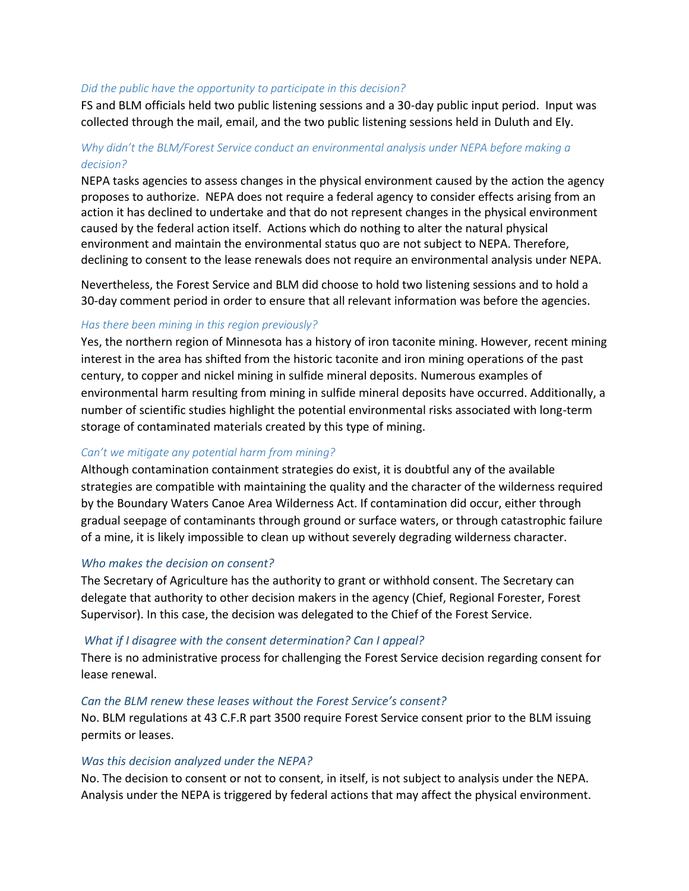*Did the public have the opportunity to participate in this decision?*

FS and BLM officials held two public listening sessions and a 30-day public input period. Input was collected through the mail, email, and the two public listening sessions held in Duluth and Ely.

*Why didn't the BLM/Forest Service conduct an environmental analysis under NEPA before making a decision?*

NEPA tasks agencies to assess changes in the physical environment caused by the action the agency proposes to authorize. NEPA does not require a federal agency to consider effects arising from an action it has declined to undertake and that do not represent changes in the physical environment caused by the federal action itself. Actions which do nothing to alter the natural physical environment and maintain the environmental status quo are not subject to NEPA. Therefore, declining to consent to the lease renewals does not require an environmental analysis under NEPA.

Nevertheless, the Forest Service and BLM did choose to hold two listening sessions and to hold a 30-day comment period in order to ensure that all relevant information was before the agencies.

*Has there been mining in this region previously?*

Yes, the northern region of Minnesota has a history of iron taconite mining. However, recent mining interest in the area has shifted from the historic taconite and iron mining operations of the past century, to copper and nickel mining in sulfide mineral deposits. Numerous examples of environmental harm resulting from mining in sulfide mineral deposits have occurred. Additionally, a number of scientific studies highlight the potential environmental risks associated with long-term storage of contaminated materials created by this type of mining.

*Can't we mitigate any potential harm from mining?*

Although contamination containment strategies do exist, it is doubtful any of the available strategies are compatible with maintaining the quality and the character of the wilderness required by the Boundary Waters Canoe Area Wilderness Act. If contamination did occur, either through gradual seepage of contaminants through ground or surface waters, or through catastrophic failure of a mine, it is likely impossible to clean up without severely degrading wilderness character.

*Who makes the decision on consent?*

The Secretary of Agriculture has the authority to grant or withhold consent. The Secretary can delegate that authority to other decision makers in the agency (Chief, Regional Forester, Forest Supervisor). In this case, the decision was delegated to the Chief of the Forest Service.

*What if I disagree with the consent determination? Can I appeal?*

There is no administrative process for challenging the Forest Service decision regarding consent for lease renewal.

*Can the BLM renew these leases without the Forest Service's consent?*

No. BLM regulations at 43 C.F.R part 3500 require Forest Service consent prior to the BLM issuing permits or leases.

*Was this decision analyzed under the NEPA?*

No. The decision to consent or not to consent, in itself, is not subject to analysis under the NEPA. Analysis under the NEPA is triggered by federal actions that may affect the physical environment.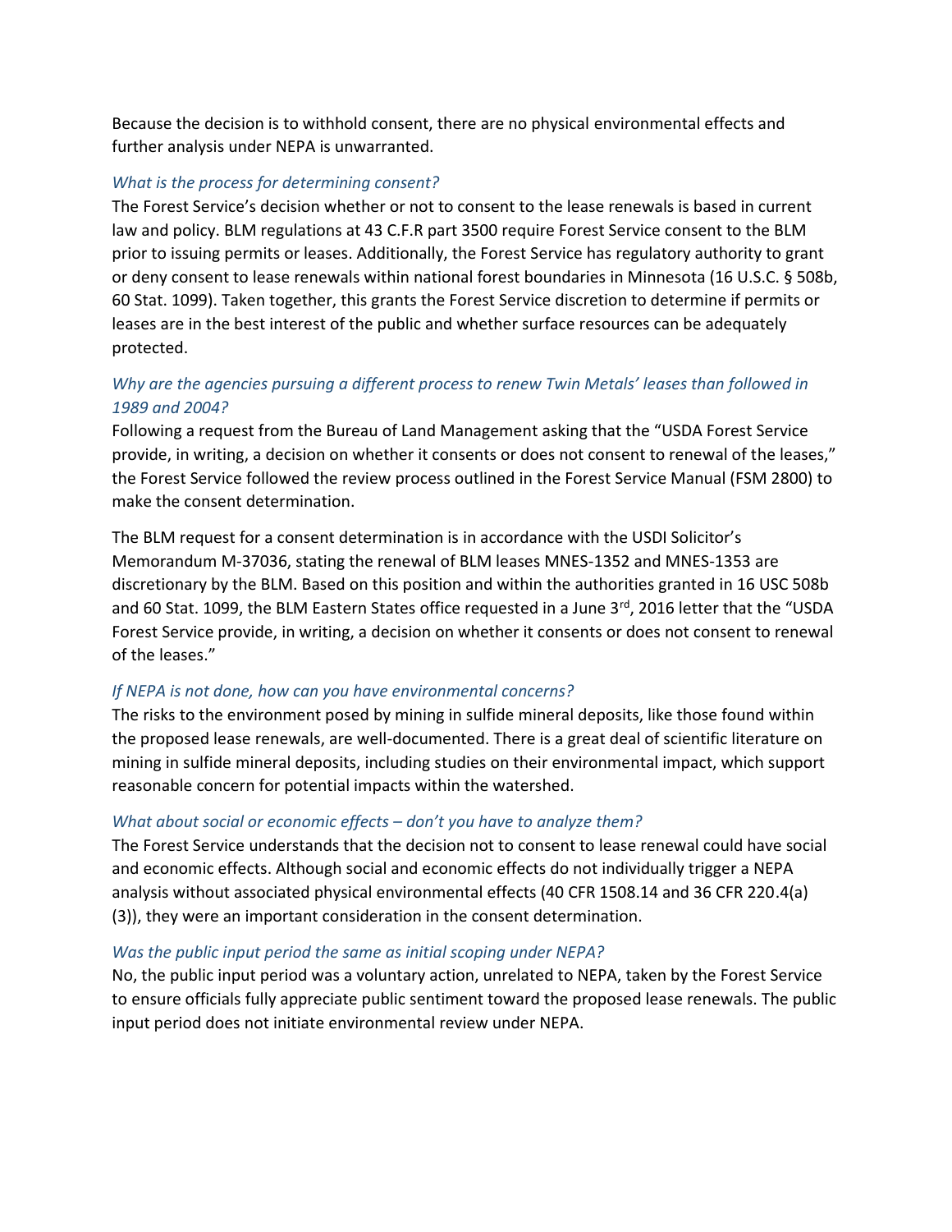Because the decision is to withhold consent, there are no physical environmental effects and further analysis under NEPA is unwarranted.

*What is the process for determining consent?*

The Forest Service's decision whether or not to consent to the lease renewals is based in current law and policy. BLM regulations at 43 C.F.R part 3500 require Forest Service consent to the BLM prior to issuing permits or leases. Additionally, the Forest Service has regulatory authority to grant or deny consent to lease renewals within national forest boundaries in Minnesota (16 U.S.C. § 508b, 60 Stat. 1099). Taken together, this grants the Forest Service discretion to determine if permits or leases are in the best interest of the public and whether surface resources can be adequately protected.

*Why are the agencies pursuing a different process to renew Twin Metals' leases than followed in 1989 and 2004?*

Following a request from the Bureau of Land Management asking that the "USDA Forest Service provide, in writing, a decision on whether it consents or does not consent to renewal of the leases," the Forest Service followed the review process outlined in the Forest Service Manual (FSM 2800) to make the consent determination.

The BLM request for a consent determination is in accordance with the USDI Solicitor's Memorandum M-37036, stating the renewal of BLM leases MNES-1352 and MNES-1353 are discretionary by the BLM. Based on this position and within the authorities granted in 16 USC 508b and 60 Stat. 1099, the BLM Eastern States office requested in a June 3rd, 2016 letter that the "USDA Forest Service provide, in writing, a decision on whether it consents or does not consent to renewal of the leases."

*If NEPA is not done, how can you have environmental concerns?*

The risks to the environment posed by mining in sulfide mineral deposits, like those found within the proposed lease renewals, are well-documented. There is a great deal of scientific literature on mining in sulfide mineral deposits, including studies on their environmental impact, which support reasonable concern for potential impacts within the watershed.

*What about social or economic effects – don't you have to analyze them?*

The Forest Service understands that the decision not to consent to lease renewal could have social and economic effects. Although social and economic effects do not individually trigger a NEPA analysis without associated physical environmental effects (40 CFR 1508.14 and 36 CFR 220.4(a)(3)), they were an important consideration in the consent determination.

*Was the public input period the same as initial scoping under NEPA?*

No, the public input period was a voluntary action, unrelated to NEPA, taken by the Forest Service to ensure officials fully appreciate public sentiment toward the proposed lease renewals. The public input period does not initiate environmental review under NEPA.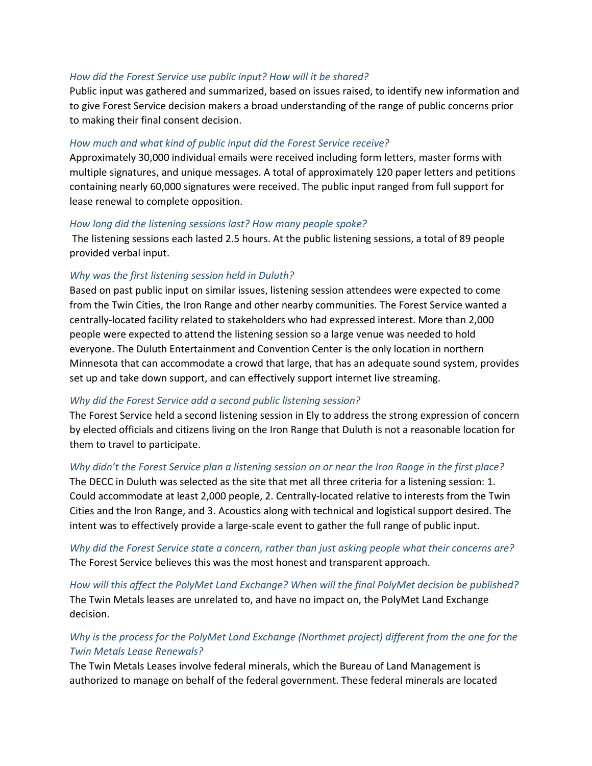*How did the Forest Service use public input? How will it be shared?*

Public input was gathered and summarized, based on issues raised, to identify new information and to give Forest Service decision makers a broad understanding of the range of public concerns prior to making their final consent decision.

*How much and what kind of public input did the Forest Service receive?*

Approximately 30,000 individual emails were received including form letters, master forms with multiple signatures, and unique messages. A total of approximately 120 paper letters and petitions containing nearly 60,000 signatures were received. The public input ranged from full support for lease renewal to complete opposition.

*How long did the listening sessions last? How many people spoke?*

The listening sessions each lasted 2.5 hours. At the public listening sessions, a total of 89 people provided verbal input.

*Why was the first listening session held in Duluth?*

Based on past public input on similar issues, listening session attendees were expected to come from the Twin Cities, the Iron Range and other nearby communities. The Forest Service wanted a centrally-located facility related to stakeholders who had expressed interest. More than 2,000 people were expected to attend the listening session so a large venue was needed to hold everyone. The Duluth Entertainment and Convention Center is the only location in northern Minnesota that can accommodate a crowd that large, that has an adequate sound system, provides set up and take down support, and can effectively support internet live streaming.

*Why did the Forest Service add a second public listening session?*

The Forest Service held a second listening session in Ely to address the strong expression of concern by elected officials and citizens living on the Iron Range that Duluth is not a reasonable location for them to travel to participate.

*Why didn't the Forest Service plan a listening session on or near the Iron Range in the first place?*

The DECC in Duluth was selected as the site that met all three criteria for a listening session: 1. Could accommodate at least 2,000 people, 2. Centrally-located relative to interests from the Twin Cities and the Iron Range, and 3. Acoustics along with technical and logistical support desired. The intent was to effectively provide a large-scale event to gather the full range of public input.

*Why did the Forest Service state a concern, rather than just asking people what their concerns are?*

The Forest Service believes this was the most honest and transparent approach.

*How will this affect the PolyMet Land Exchange? When will the final PolyMet decision be published?*

The Twin Metals leases are unrelated to, and have no impact on, the PolyMet Land Exchange decision.

*Why is the process for the PolyMet Land Exchange (Northmet project) different from the one for the Twin Metals Lease Renewals?*

The Twin Metals Leases involve federal minerals, which the Bureau of Land Management is authorized to manage on behalf of the federal government. These federal minerals are located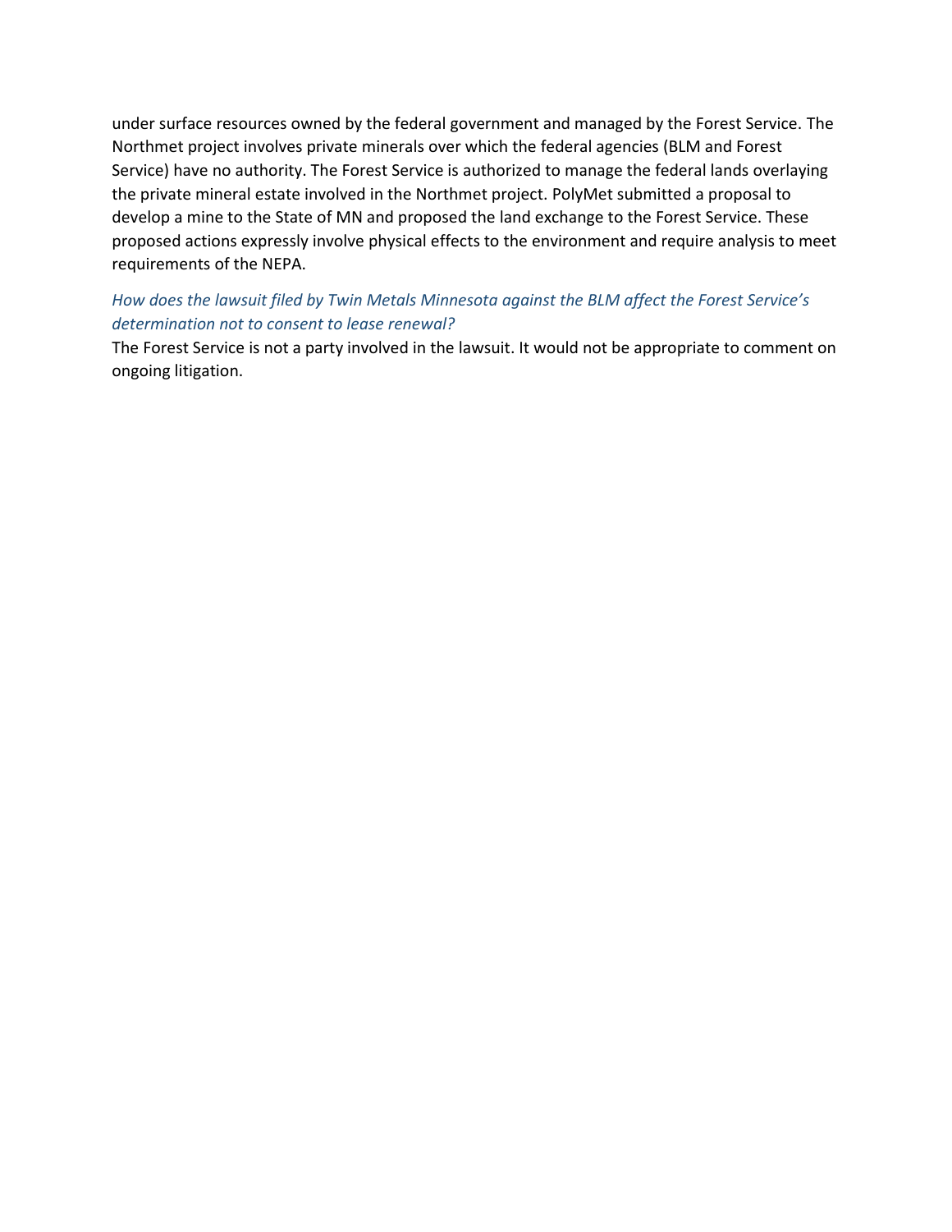under surface resources owned by the federal government and managed by the Forest Service. The Northmet project involves private minerals over which the federal agencies (BLM and Forest Service) have no authority. The Forest Service is authorized to manage the federal lands overlaying the private mineral estate involved in the Northmet project. PolyMet submitted a proposal to develop a mine to the State of MN and proposed the land exchange to the Forest Service. These proposed actions expressly involve physical effects to the environment and require analysis to meet requirements of the NEPA.

*How does the lawsuit filed by Twin Metals Minnesota against the BLM affect the Forest Service's determination not to consent to lease renewal?*

The Forest Service is not a party involved in the lawsuit. It would not be appropriate to comment on ongoing litigation.